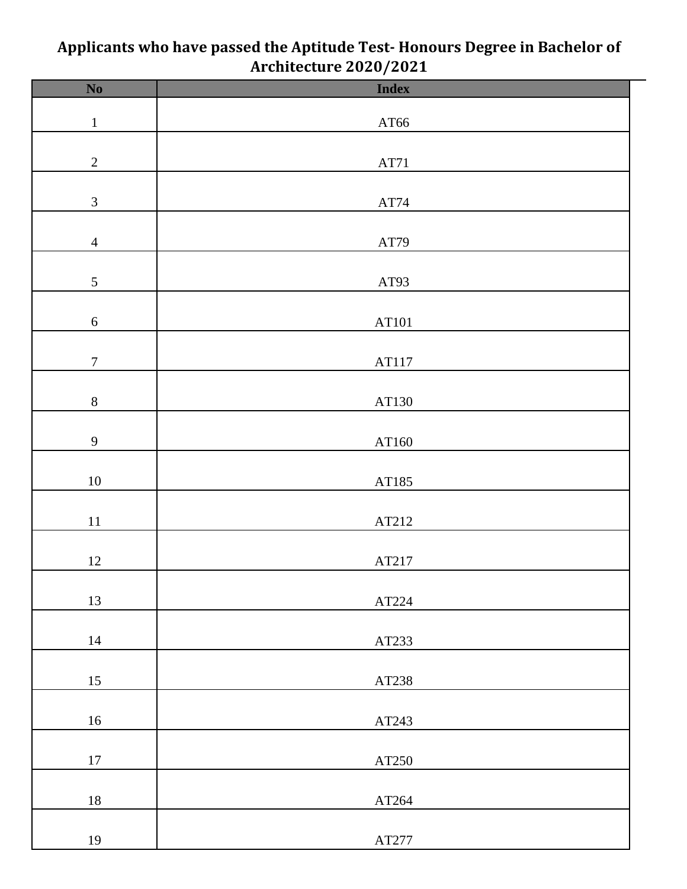# Applicants who have passed the Aptitude Test- Honours Degree in Bachelor of Architecture 2020/2021

| No | Index |
|---|---|
| 1 | AT66 |
| 2 | AT71 |
| 3 | AT74 |
| 4 | AT79 |
| 5 | AT93 |
| 6 | AT101 |
| 7 | AT117 |
| 8 | AT130 |
| 9 | AT160 |
| 10 | AT185 |
| 11 | AT212 |
| 12 | AT217 |
| 13 | AT224 |
| 14 | AT233 |
| 15 | AT238 |
| 16 | AT243 |
| 17 | AT250 |
| 18 | AT264 |
| 19 | AT277 |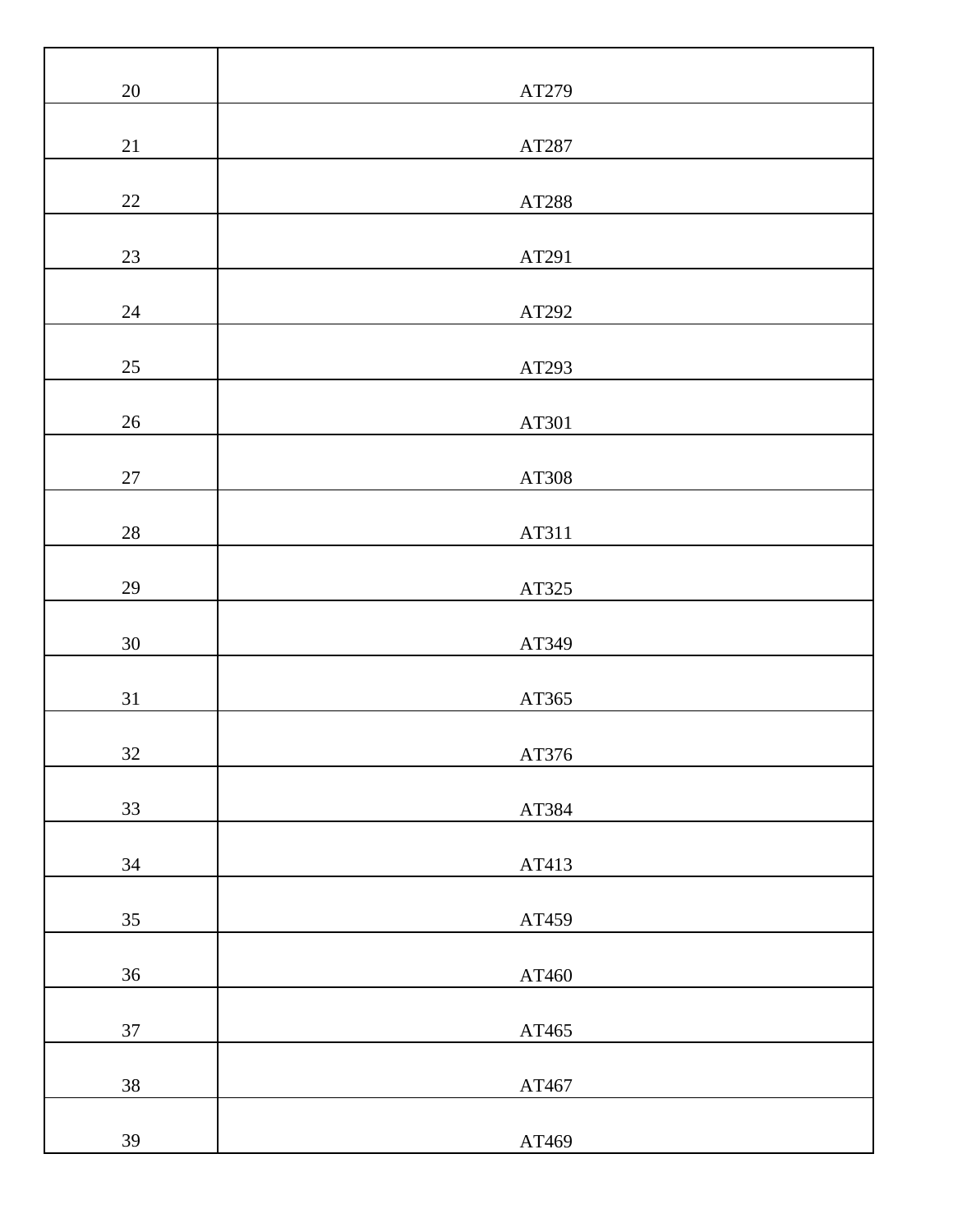| | |
|---|---|
| 20 | AT279 |
| 21 | AT287 |
| 22 | AT288 |
| 23 | AT291 |
| 24 | AT292 |
| 25 | AT293 |
| 26 | AT301 |
| 27 | AT308 |
| 28 | AT311 |
| 29 | AT325 |
| 30 | AT349 |
| 31 | AT365 |
| 32 | AT376 |
| 33 | AT384 |
| 34 | AT413 |
| 35 | AT459 |
| 36 | AT460 |
| 37 | AT465 |
| 38 | AT467 |
| 39 | AT469 |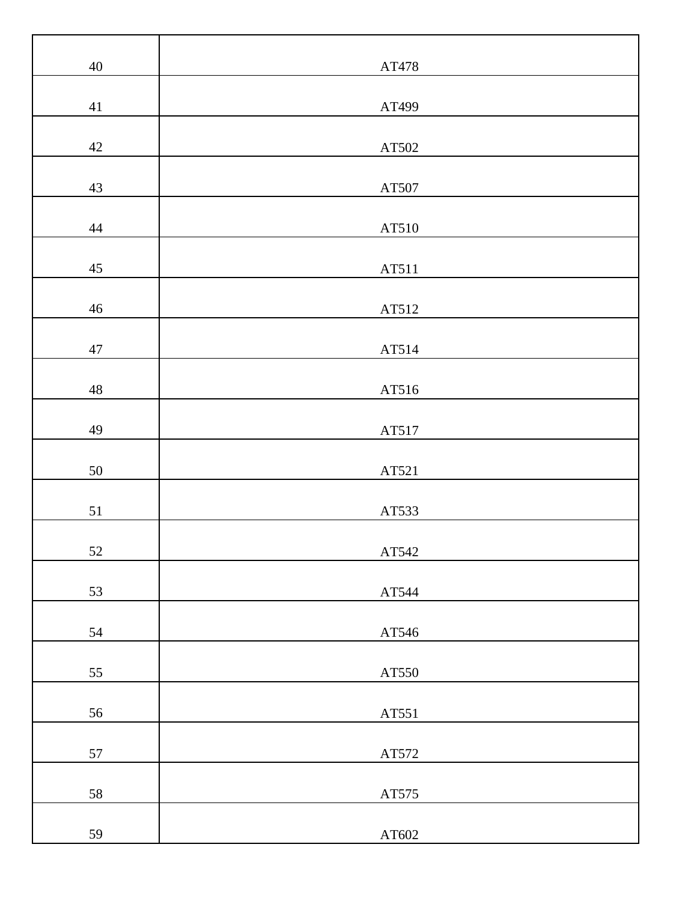| | |
|---|---|
| 40 | AT478 |
| 41 | AT499 |
| 42 | AT502 |
| 43 | AT507 |
| 44 | AT510 |
| 45 | AT511 |
| 46 | AT512 |
| 47 | AT514 |
| 48 | AT516 |
| 49 | AT517 |
| 50 | AT521 |
| 51 | AT533 |
| 52 | AT542 |
| 53 | AT544 |
| 54 | AT546 |
| 55 | AT550 |
| 56 | AT551 |
| 57 | AT572 |
| 58 | AT575 |
| 59 | AT602 |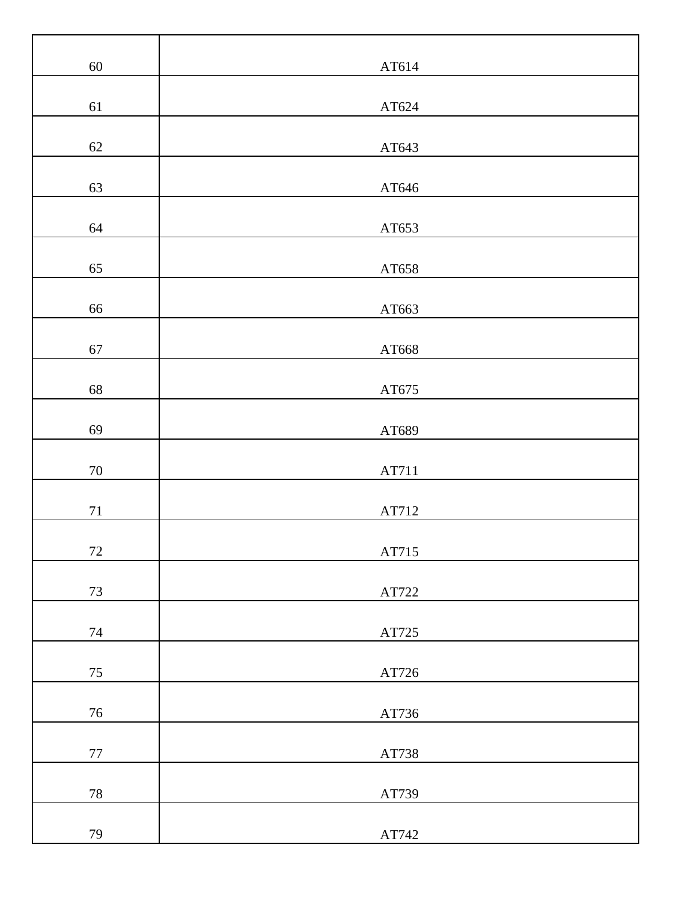| 60 | AT614 |
|---|---|
| 61 | AT624 |
| 62 | AT643 |
| 63 | AT646 |
| 64 | AT653 |
| 65 | AT658 |
| 66 | AT663 |
| 67 | AT668 |
| 68 | AT675 |
| 69 | AT689 |
| 70 | AT711 |
| 71 | AT712 |
| 72 | AT715 |
| 73 | AT722 |
| 74 | AT725 |
| 75 | AT726 |
| 76 | AT736 |
| 77 | AT738 |
| 78 | AT739 |
| 79 | AT742 |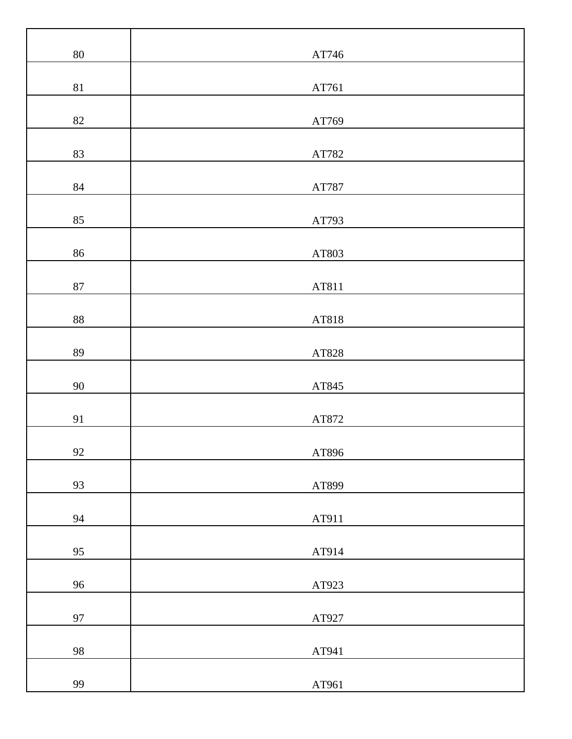| | |
|---|---|
| 80 | AT746 |
| 81 | AT761 |
| 82 | AT769 |
| 83 | AT782 |
| 84 | AT787 |
| 85 | AT793 |
| 86 | AT803 |
| 87 | AT811 |
| 88 | AT818 |
| 89 | AT828 |
| 90 | AT845 |
| 91 | AT872 |
| 92 | AT896 |
| 93 | AT899 |
| 94 | AT911 |
| 95 | AT914 |
| 96 | AT923 |
| 97 | AT927 |
| 98 | AT941 |
| 99 | AT961 |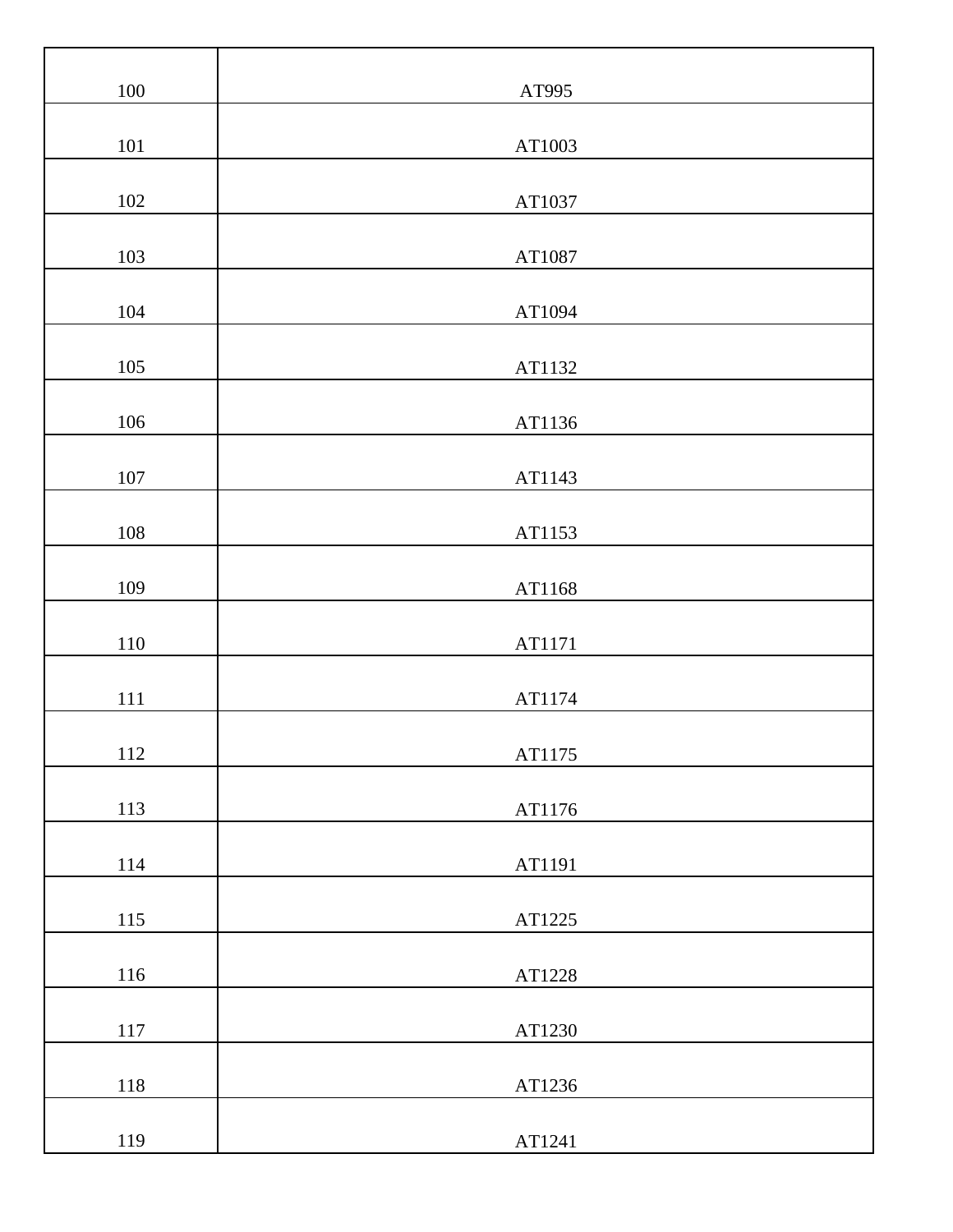| | |
|---|---|
| 100 | AT995 |
| 101 | AT1003 |
| 102 | AT1037 |
| 103 | AT1087 |
| 104 | AT1094 |
| 105 | AT1132 |
| 106 | AT1136 |
| 107 | AT1143 |
| 108 | AT1153 |
| 109 | AT1168 |
| 110 | AT1171 |
| 111 | AT1174 |
| 112 | AT1175 |
| 113 | AT1176 |
| 114 | AT1191 |
| 115 | AT1225 |
| 116 | AT1228 |
| 117 | AT1230 |
| 118 | AT1236 |
| 119 | AT1241 |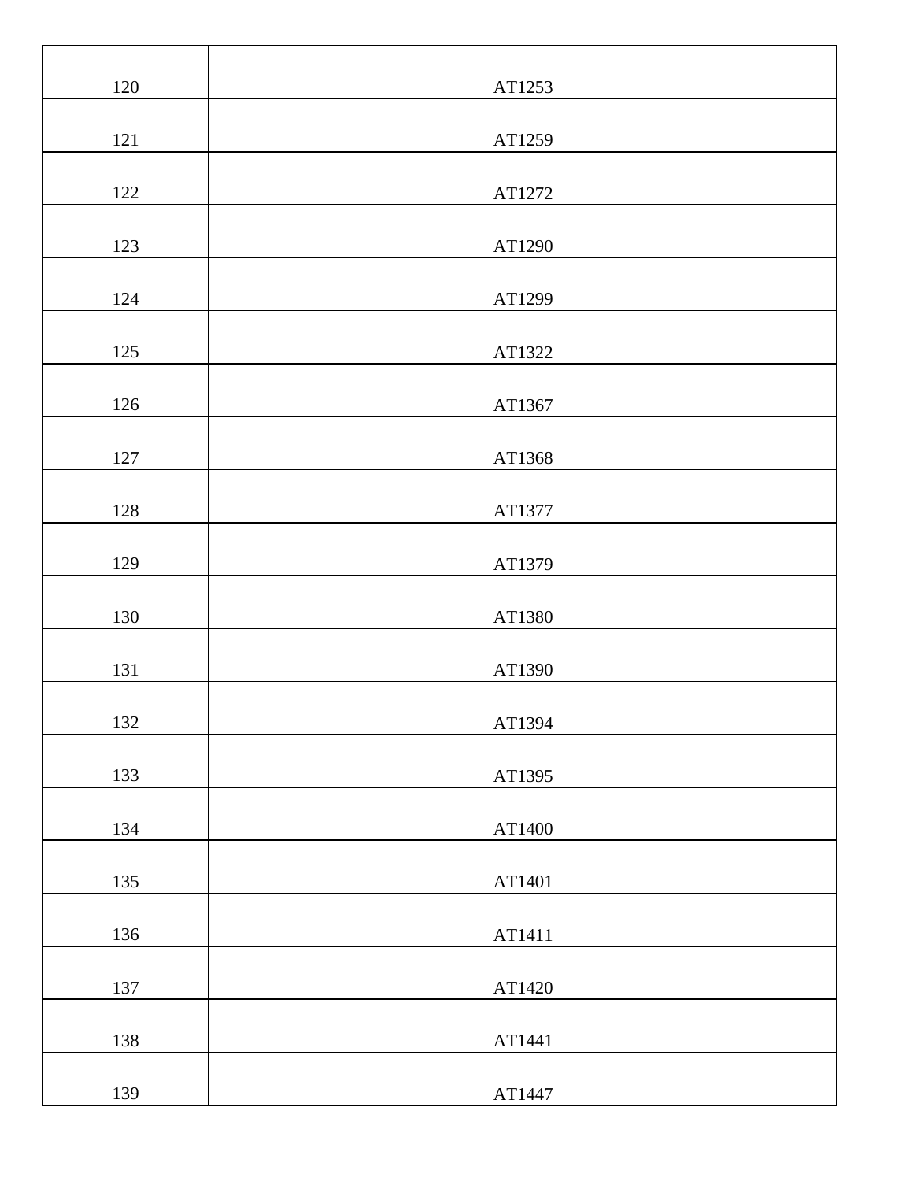| 120 | AT1253 |
| --- | --- |
| 121 | AT1259 |
| 122 | AT1272 |
| 123 | AT1290 |
| 124 | AT1299 |
| 125 | AT1322 |
| 126 | AT1367 |
| 127 | AT1368 |
| 128 | AT1377 |
| 129 | AT1379 |
| 130 | AT1380 |
| 131 | AT1390 |
| 132 | AT1394 |
| 133 | AT1395 |
| 134 | AT1400 |
| 135 | AT1401 |
| 136 | AT1411 |
| 137 | AT1420 |
| 138 | AT1441 |
| 139 | AT1447 |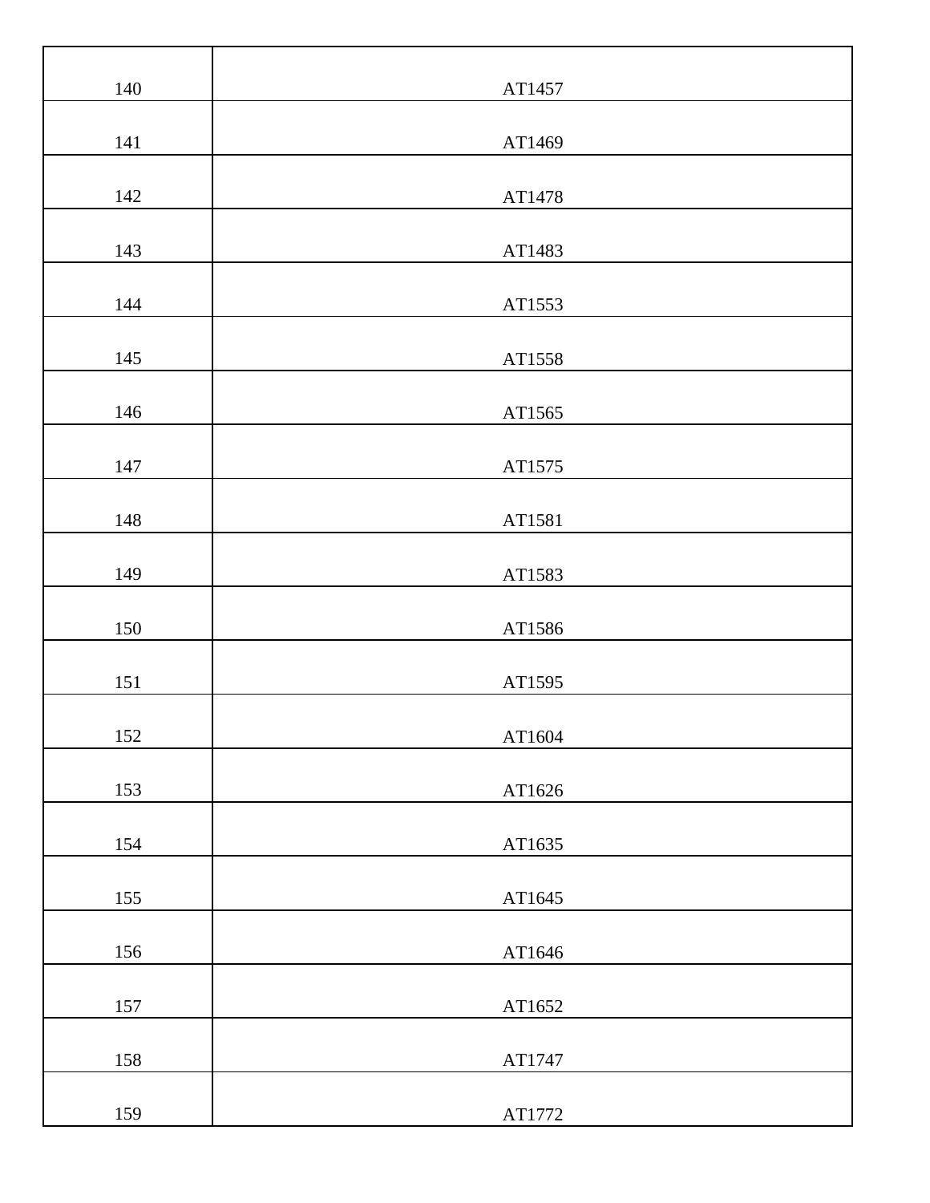| 140 | AT1457 |
|---|---|
| 141 | AT1469 |
| 142 | AT1478 |
| 143 | AT1483 |
| 144 | AT1553 |
| 145 | AT1558 |
| 146 | AT1565 |
| 147 | AT1575 |
| 148 | AT1581 |
| 149 | AT1583 |
| 150 | AT1586 |
| 151 | AT1595 |
| 152 | AT1604 |
| 153 | AT1626 |
| 154 | AT1635 |
| 155 | AT1645 |
| 156 | AT1646 |
| 157 | AT1652 |
| 158 | AT1747 |
| 159 | AT1772 |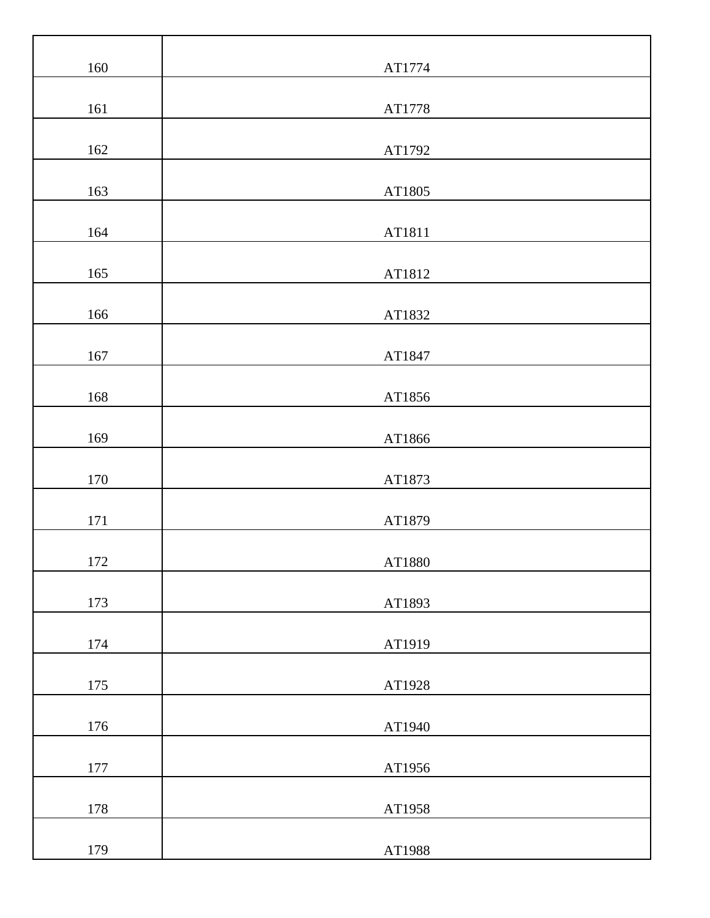| | |
|---|---|
| 160 | AT1774 |
| 161 | AT1778 |
| 162 | AT1792 |
| 163 | AT1805 |
| 164 | AT1811 |
| 165 | AT1812 |
| 166 | AT1832 |
| 167 | AT1847 |
| 168 | AT1856 |
| 169 | AT1866 |
| 170 | AT1873 |
| 171 | AT1879 |
| 172 | AT1880 |
| 173 | AT1893 |
| 174 | AT1919 |
| 175 | AT1928 |
| 176 | AT1940 |
| 177 | AT1956 |
| 178 | AT1958 |
| 179 | AT1988 |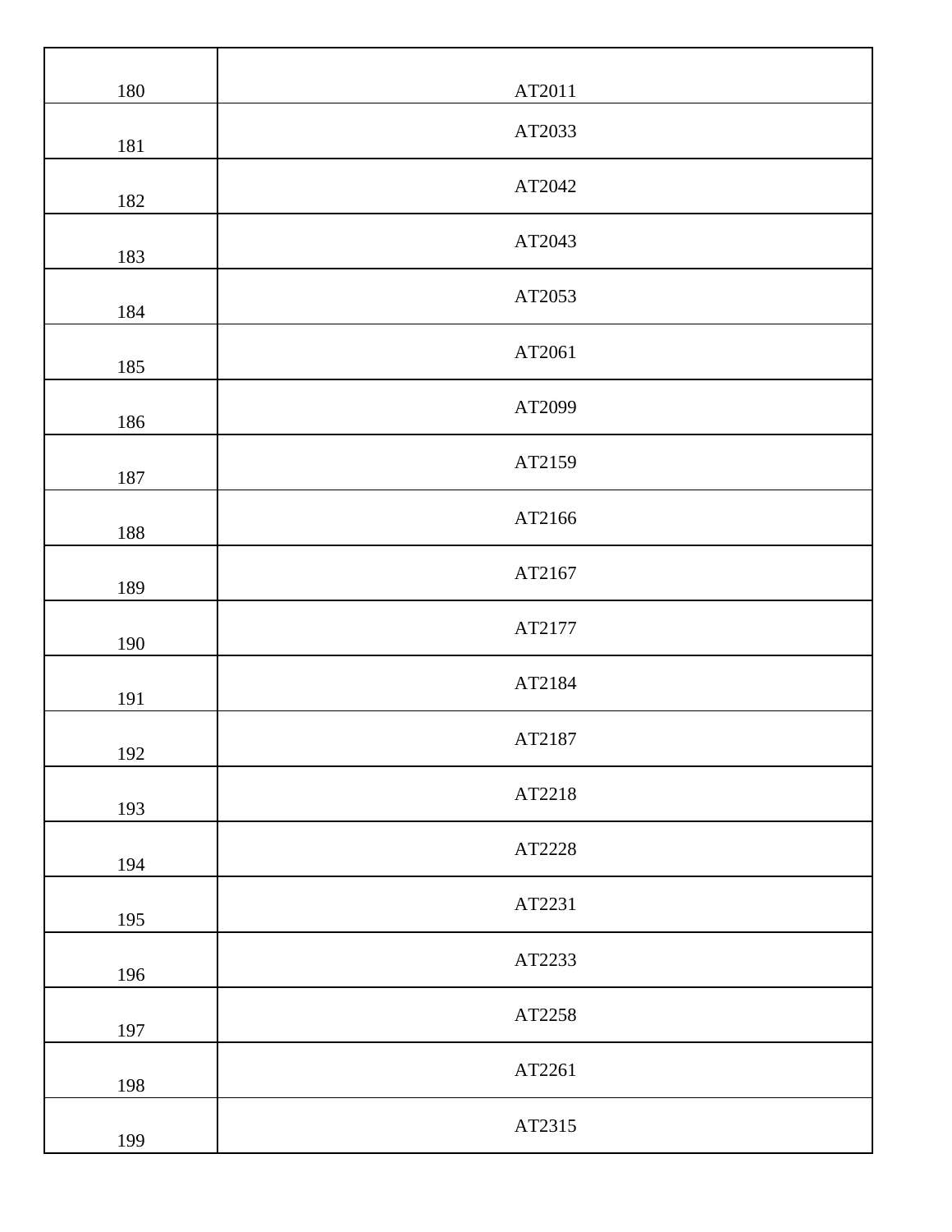| 180 | AT2011 |
|---|---|
| 181 | AT2033 |
| 182 | AT2042 |
| 183 | AT2043 |
| 184 | AT2053 |
| 185 | AT2061 |
| 186 | AT2099 |
| 187 | AT2159 |
| 188 | AT2166 |
| 189 | AT2167 |
| 190 | AT2177 |
| 191 | AT2184 |
| 192 | AT2187 |
| 193 | AT2218 |
| 194 | AT2228 |
| 195 | AT2231 |
| 196 | AT2233 |
| 197 | AT2258 |
| 198 | AT2261 |
| 199 | AT2315 |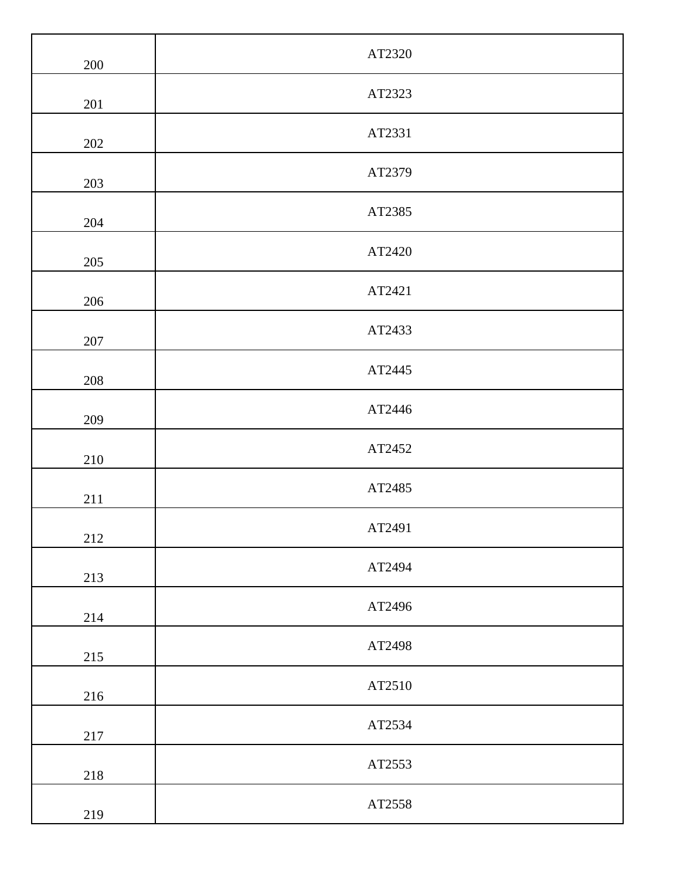| | |
|---|---|
| 200 | AT2320 |
| 201 | AT2323 |
| 202 | AT2331 |
| 203 | AT2379 |
| 204 | AT2385 |
| 205 | AT2420 |
| 206 | AT2421 |
| 207 | AT2433 |
| 208 | AT2445 |
| 209 | AT2446 |
| 210 | AT2452 |
| 211 | AT2485 |
| 212 | AT2491 |
| 213 | AT2494 |
| 214 | AT2496 |
| 215 | AT2498 |
| 216 | AT2510 |
| 217 | AT2534 |
| 218 | AT2553 |
| 219 | AT2558 |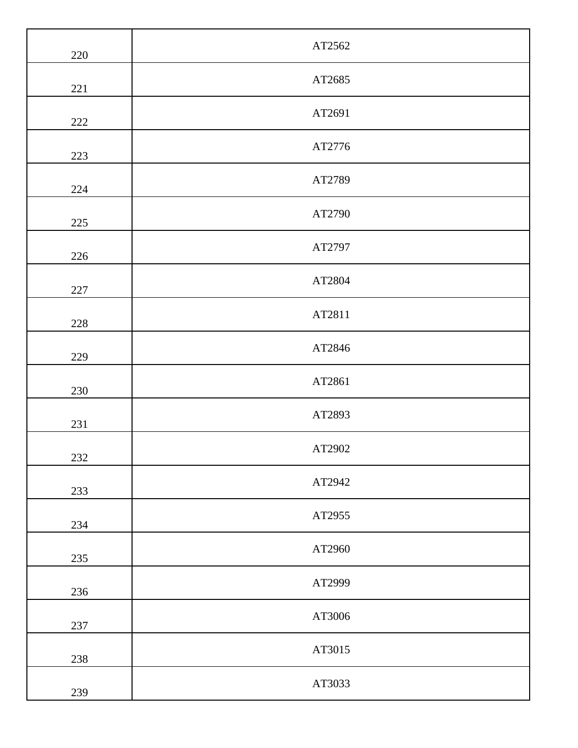| | |
|---|---|
| 220 | AT2562 |
| 221 | AT2685 |
| 222 | AT2691 |
| 223 | AT2776 |
| 224 | AT2789 |
| 225 | AT2790 |
| 226 | AT2797 |
| 227 | AT2804 |
| 228 | AT2811 |
| 229 | AT2846 |
| 230 | AT2861 |
| 231 | AT2893 |
| 232 | AT2902 |
| 233 | AT2942 |
| 234 | AT2955 |
| 235 | AT2960 |
| 236 | AT2999 |
| 237 | AT3006 |
| 238 | AT3015 |
| 239 | AT3033 |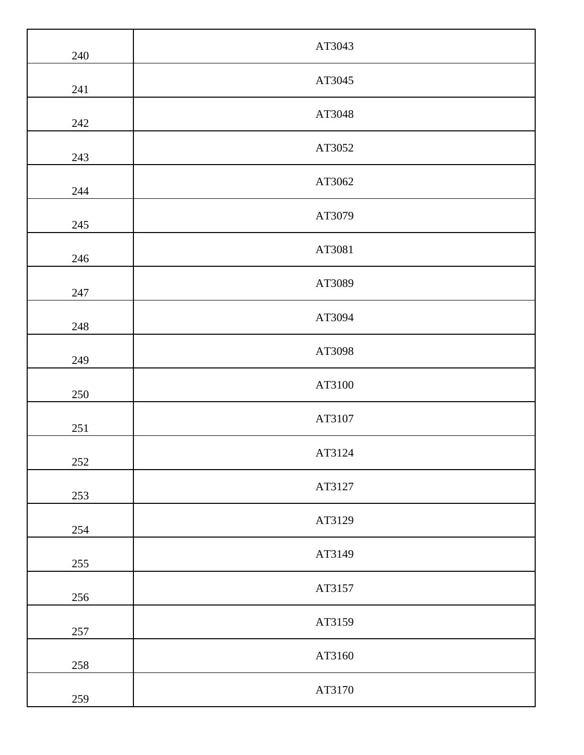| | |
|---|---|
| 240 | AT3043 |
| 241 | AT3045 |
| 242 | AT3048 |
| 243 | AT3052 |
| 244 | AT3062 |
| 245 | AT3079 |
| 246 | AT3081 |
| 247 | AT3089 |
| 248 | AT3094 |
| 249 | AT3098 |
| 250 | AT3100 |
| 251 | AT3107 |
| 252 | AT3124 |
| 253 | AT3127 |
| 254 | AT3129 |
| 255 | AT3149 |
| 256 | AT3157 |
| 257 | AT3159 |
| 258 | AT3160 |
| 259 | AT3170 |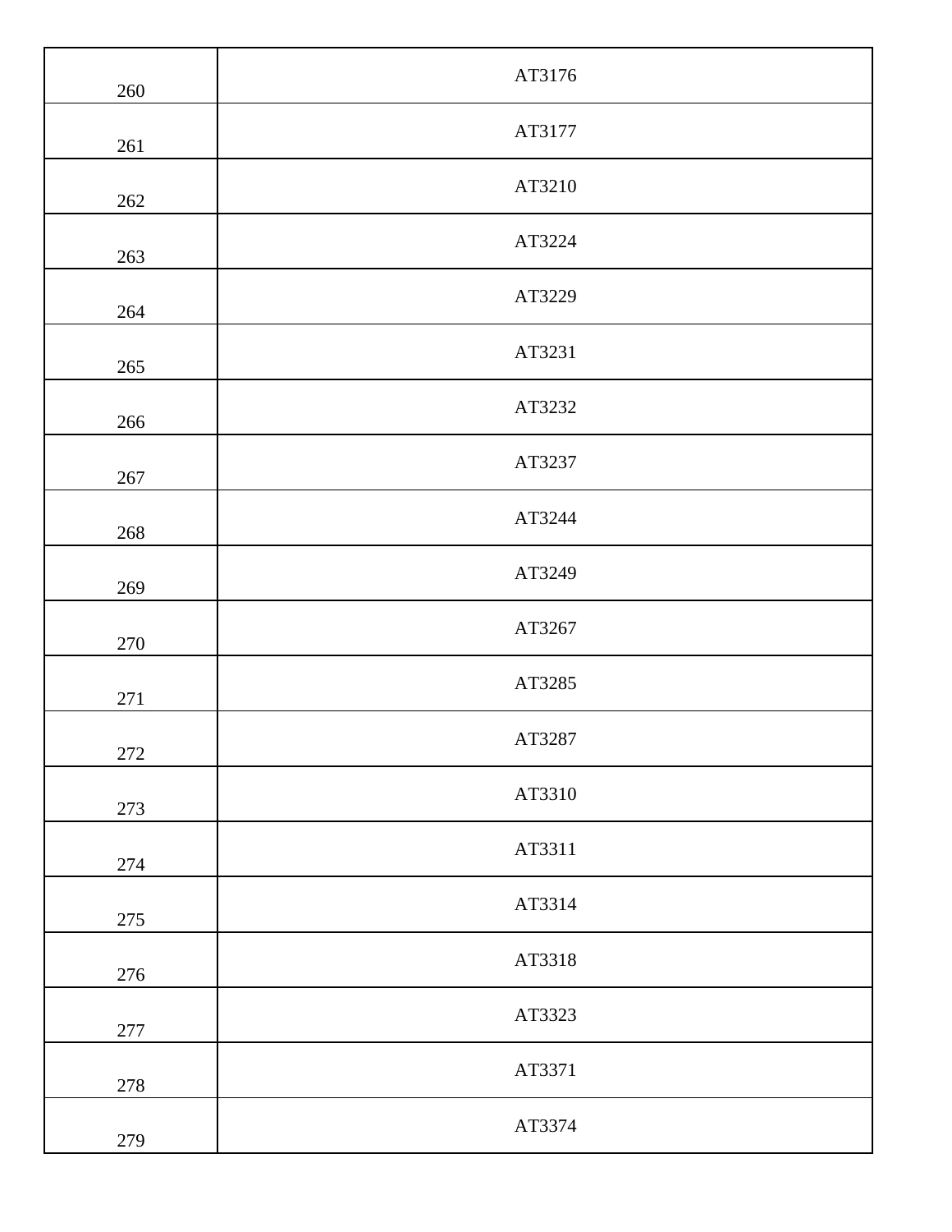| 260 | AT3176 |
|---|---|
| 261 | AT3177 |
| 262 | AT3210 |
| 263 | AT3224 |
| 264 | AT3229 |
| 265 | AT3231 |
| 266 | AT3232 |
| 267 | AT3237 |
| 268 | AT3244 |
| 269 | AT3249 |
| 270 | AT3267 |
| 271 | AT3285 |
| 272 | AT3287 |
| 273 | AT3310 |
| 274 | AT3311 |
| 275 | AT3314 |
| 276 | AT3318 |
| 277 | AT3323 |
| 278 | AT3371 |
| 279 | AT3374 |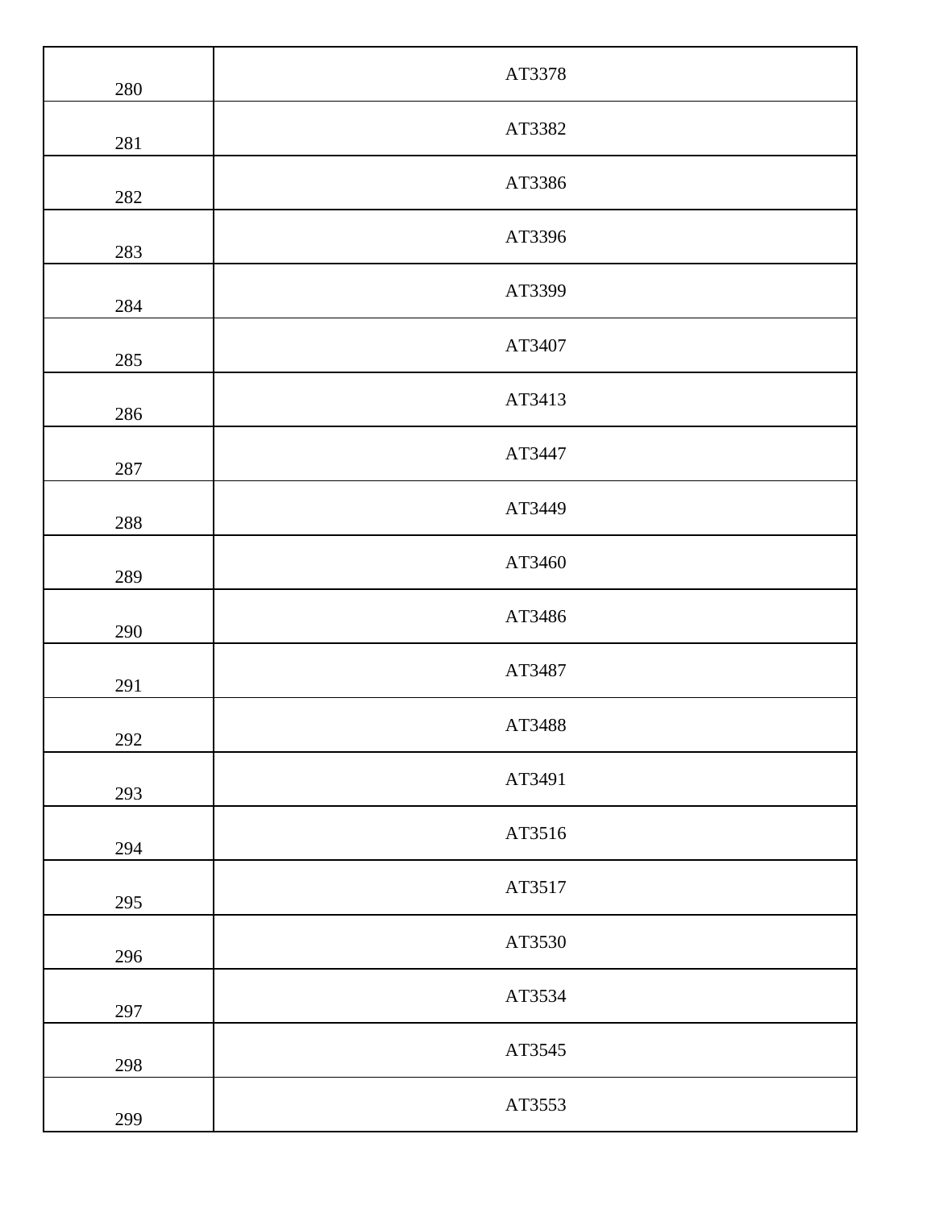| 280 | AT3378 |
|---|---|
| 281 | AT3382 |
| 282 | AT3386 |
| 283 | AT3396 |
| 284 | AT3399 |
| 285 | AT3407 |
| 286 | AT3413 |
| 287 | AT3447 |
| 288 | AT3449 |
| 289 | AT3460 |
| 290 | AT3486 |
| 291 | AT3487 |
| 292 | AT3488 |
| 293 | AT3491 |
| 294 | AT3516 |
| 295 | AT3517 |
| 296 | AT3530 |
| 297 | AT3534 |
| 298 | AT3545 |
| 299 | AT3553 |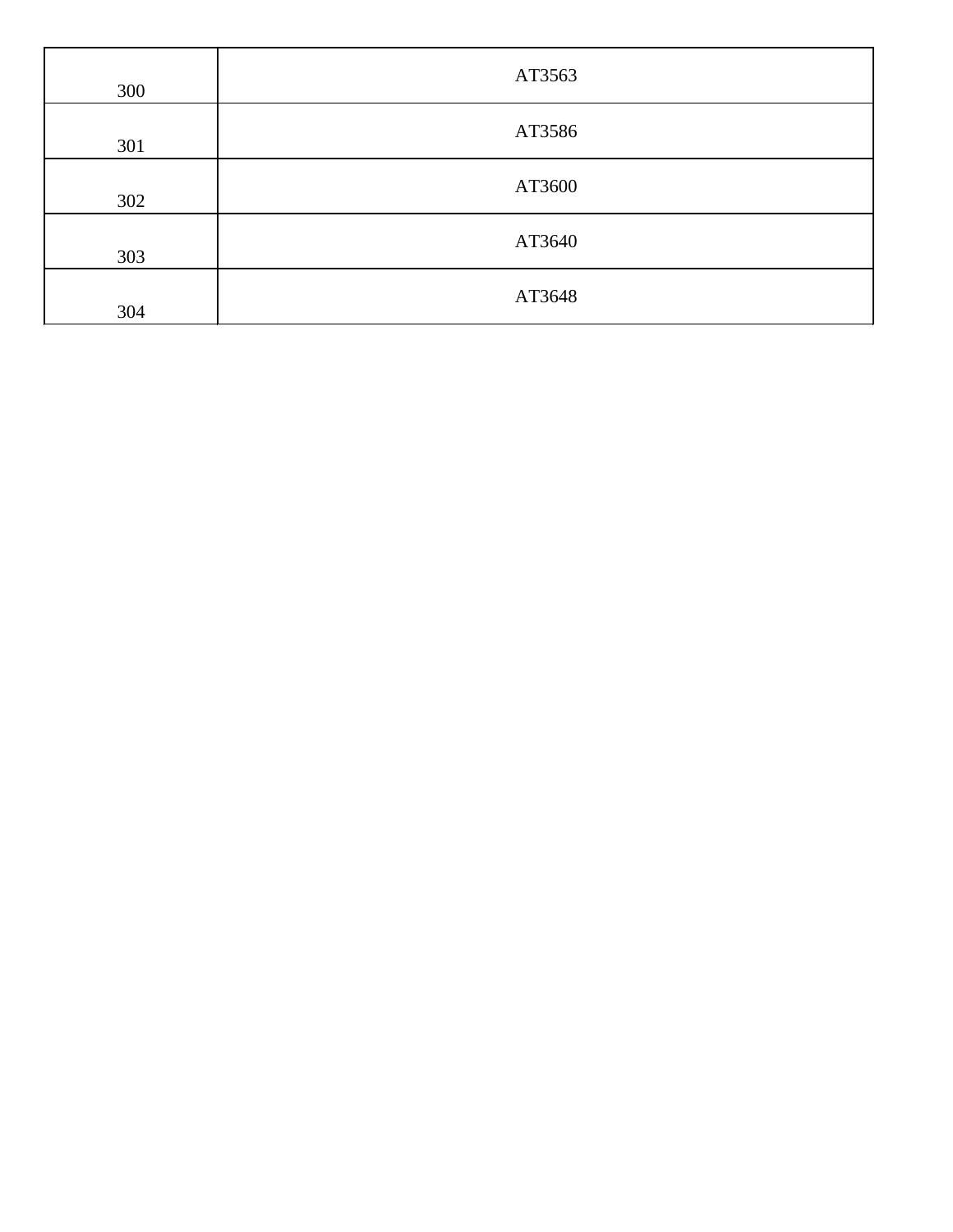| | |
|---|---|
| 300 | AT3563 |
| 301 | AT3586 |
| 302 | AT3600 |
| 303 | AT3640 |
| 304 | AT3648 |